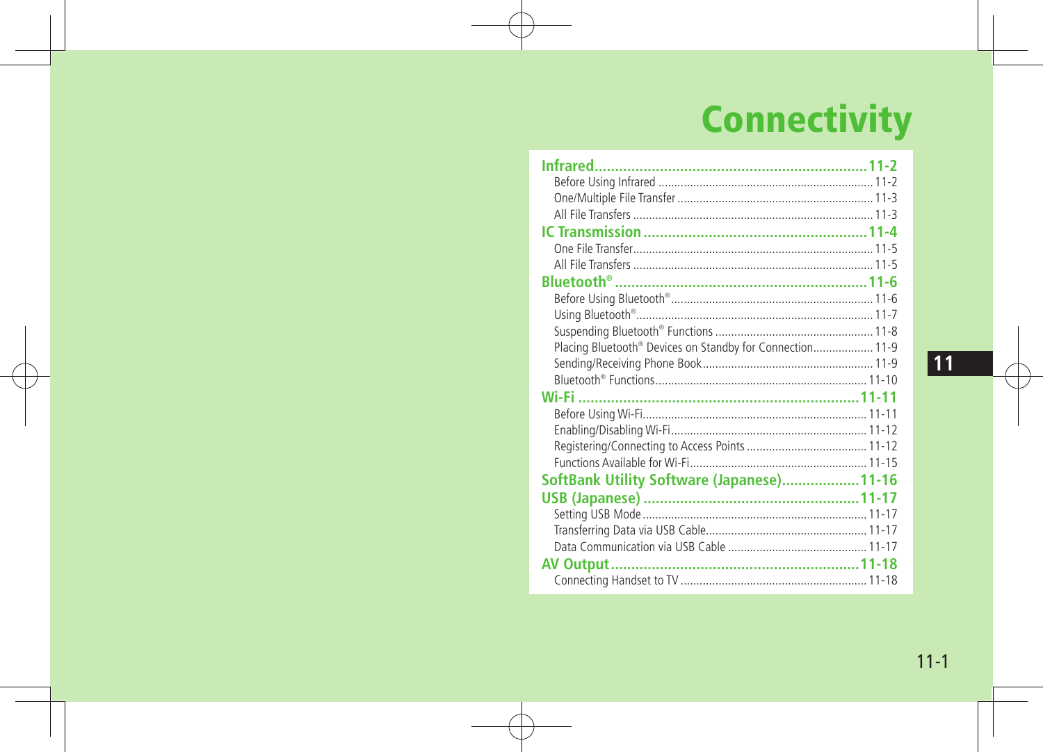# Connectivity

**Infrared....................................................................11-2**
- Before Using Infrared .................................................................... 11-2
- One/Multiple File Transfer ............................................................. 11-3
- All File Transfers ........................................................................... 11-3

**IC Transmission........................................................11-4**
- One File Transfer............................................................................ 11-5
- All File Transfers ........................................................................... 11-5

**Bluetooth®..............................................................11-6**
- Before Using Bluetooth®................................................................ 11-6
- Using Bluetooth®........................................................................... 11-7
- Suspending Bluetooth® Functions .................................................. 11-8
- Placing Bluetooth® Devices on Standby for Connection................... 11-9
- Sending/Receiving Phone Book...................................................... 11-9
- Bluetooth® Functions.................................................................. 11-10

**Wi-Fi ....................................................................11-11**
- Before Using Wi-Fi...................................................................... 11-11
- Enabling/Disabling Wi-Fi.............................................................. 11-12
- Registering/Connecting to Access Points ...................................... 11-12
- Functions Available for Wi-Fi........................................................ 11-15

**SoftBank Utility Software (Japanese)...................11-16**

**USB (Japanese) .....................................................11-17**
- Setting USB Mode ...................................................................... 11-17
- Transferring Data via USB Cable................................................... 11-17
- Data Communication via USB Cable ............................................ 11-17

**AV Output.............................................................11-18**
- Connecting Handset to TV ........................................................... 11-18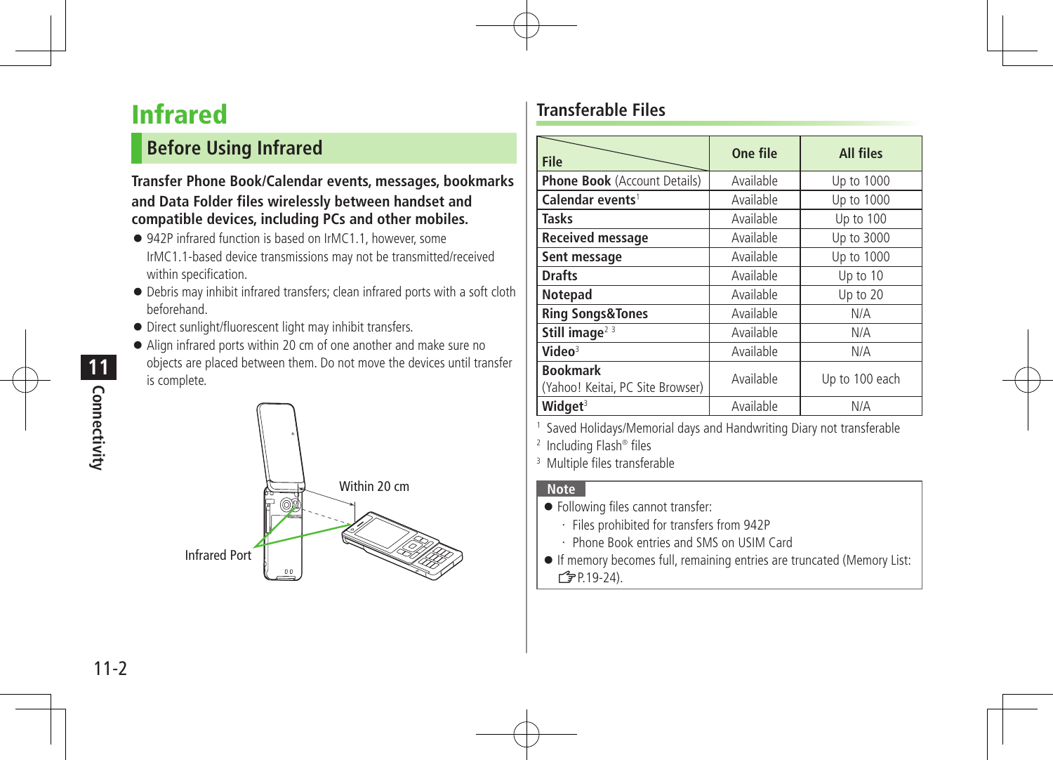# Infrared

## Before Using Infrared

**Transfer Phone Book/Calendar events, messages, bookmarks and Data Folder files wirelessly between handset and compatible devices, including PCs and other mobiles.**

- 942P infrared function is based on IrMC1.1, however, some IrMC1.1-based device transmissions may not be transmitted/received within specification.
- Debris may inhibit infrared transfers; clean infrared ports with a soft cloth beforehand.
- Direct sunlight/fluorescent light may inhibit transfers.
- Align infrared ports within 20 cm of one another and make sure no objects are placed between them. Do not move the devices until transfer is complete.

Within 20 cm

Infrared Port

### Transferable Files

| File | One file | All files |
|---|---|---|
| **Phone Book** (Account Details) | Available | Up to 1000 |
| **Calendar events**[1] | Available | Up to 1000 |
| **Tasks** | Available | Up to 100 |
| **Received message** | Available | Up to 3000 |
| **Sent message** | Available | Up to 1000 |
| **Drafts** | Available | Up to 10 |
| **Notepad** | Available | Up to 20 |
| **Ring Songs&Tones** | Available | N/A |
| **Still image**[2 3] | Available | N/A |
| **Video**[3] | Available | N/A |
| **Bookmark** (Yahoo! Keitai, PC Site Browser) | Available | Up to 100 each |
| **Widget**[3] | Available | N/A |

[1] Saved Holidays/Memorial days and Handwriting Diary not transferable

[2] Including Flash® files

[3] Multiple files transferable

**Note**

- Following files cannot transfer:
  - Files prohibited for transfers from 942P
  - Phone Book entries and SMS on USIM Card
- If memory becomes full, remaining entries are truncated (Memory List: ☞P.19-24).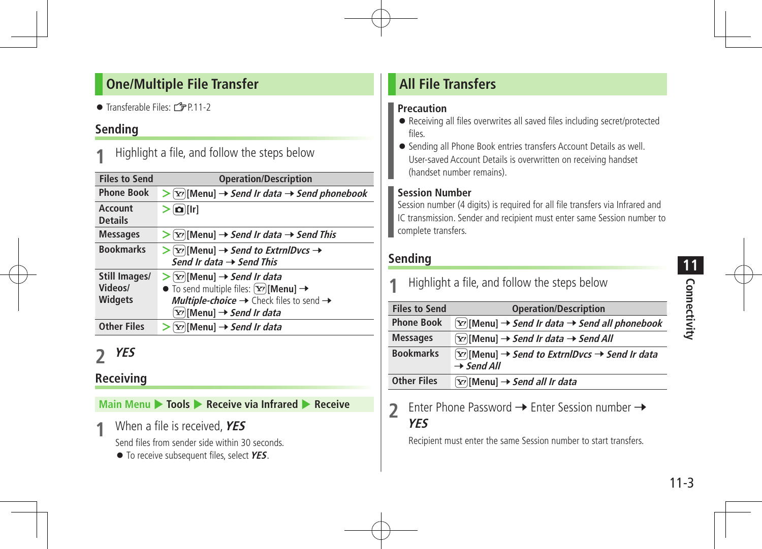## One/Multiple File Transfer

- Transferable Files: ☞P.11-2

### Sending

**1** Highlight a file, and follow the steps below

| Files to Send | Operation/Description |
| --- | --- |
| Phone Book | > [Y!][Menu] → *Send Ir data* → *Send phonebook* |
| Account Details | > [📷][Ir] |
| Messages | > [Y!][Menu] → *Send Ir data* → *Send This* |
| Bookmarks | > [Y!][Menu] → *Send to ExtrnlDvcs* → *Send Ir data* → *Send This* |
| Still Images/ Videos/ Widgets | > [Y!][Menu] → *Send Ir data*<br>● To send multiple files: [Y!][Menu] → *Multiple-choice* → Check files to send → [Y!][Menu] → *Send Ir data* |
| Other Files | > [Y!][Menu] → *Send Ir data* |

**2** ***YES***

### Receiving

**Main Menu ▶ Tools ▶ Receive via Infrared ▶ Receive**

**1** When a file is received, ***YES***

Send files from sender side within 30 seconds.

- To receive subsequent files, select ***YES***.

## All File Transfers

**Precaution**

- Receiving all files overwrites all saved files including secret/protected files.
- Sending all Phone Book entries transfers Account Details as well. User-saved Account Details is overwritten on receiving handset (handset number remains).

**Session Number**

Session number (4 digits) is required for all file transfers via Infrared and IC transmission. Sender and recipient must enter same Session number to complete transfers.

### Sending

**1** Highlight a file, and follow the steps below

| Files to Send | Operation/Description |
| --- | --- |
| Phone Book | [Y!][Menu] → *Send Ir data* → *Send all phonebook* |
| Messages | [Y!][Menu] → *Send Ir data* → *Send All* |
| Bookmarks | [Y!][Menu] → *Send to ExtrnlDvcs* → *Send Ir data* → *Send All* |
| Other Files | [Y!][Menu] → *Send all Ir data* |

**2** Enter Phone Password → Enter Session number → ***YES***

Recipient must enter the same Session number to start transfers.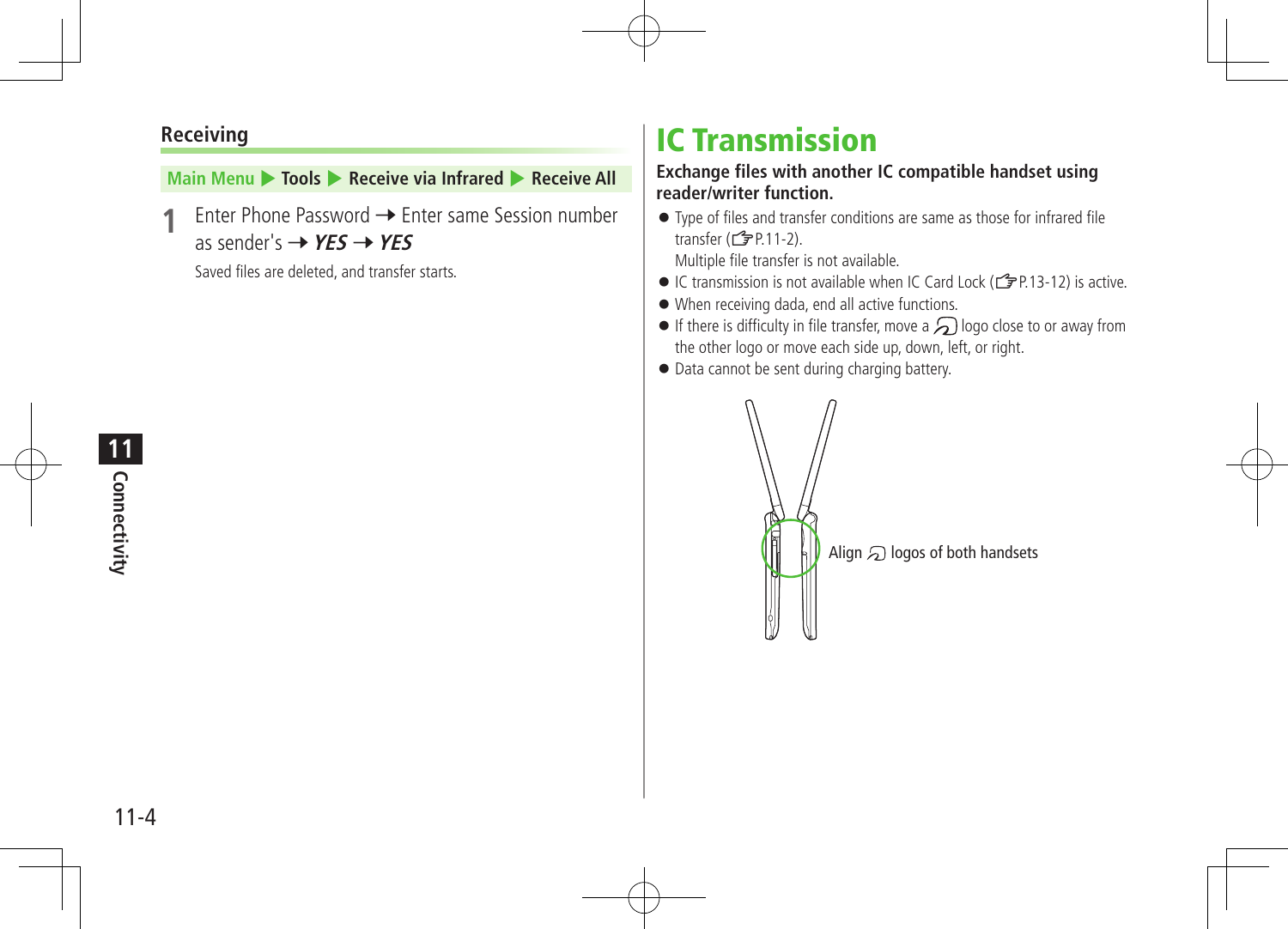### Receiving

**Main Menu ▶ Tools ▶ Receive via Infrared ▶ Receive All**

**1** Enter Phone Password → Enter same Session number as sender's → ***YES*** → ***YES***

Saved files are deleted, and transfer starts.

# IC Transmission

**Exchange files with another IC compatible handset using reader/writer function.**

- Type of files and transfer conditions are same as those for infrared file transfer (☞P.11-2).
  Multiple file transfer is not available.
- IC transmission is not available when IC Card Lock (☞P.13-12) is active.
- When receiving dada, end all active functions.
- If there is difficulty in file transfer, move a logo close to or away from the other logo or move each side up, down, left, or right.
- Data cannot be sent during charging battery.

Align logos of both handsets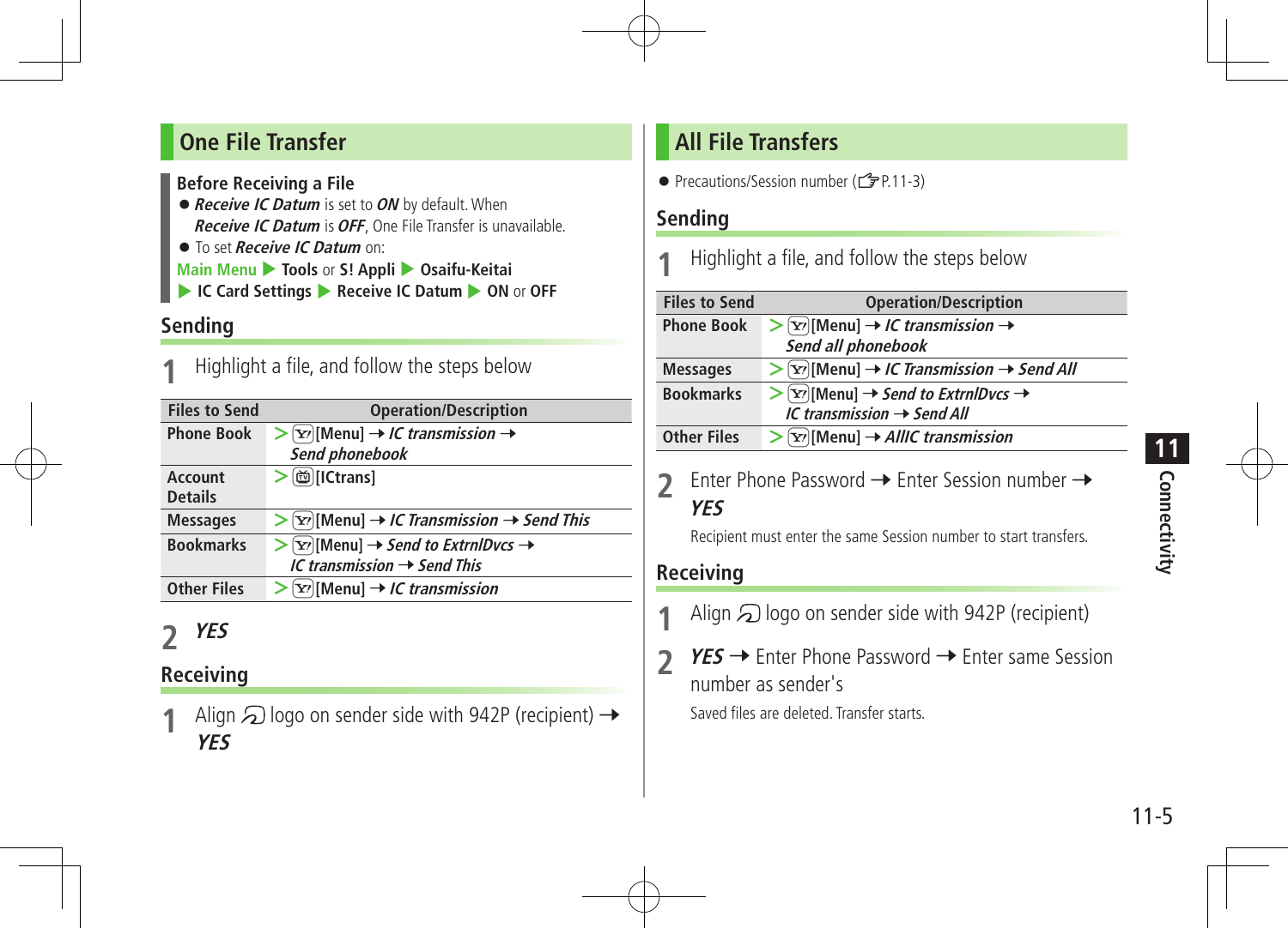## One File Transfer

**Before Receiving a File**

- ***Receive IC Datum*** is set to ***ON*** by default. When ***Receive IC Datum*** is ***OFF***, One File Transfer is unavailable.
- To set ***Receive IC Datum*** on:

Main Menu ▶ **Tools** or **S! Appli** ▶ **Osaifu-Keitai** ▶ **IC Card Settings** ▶ **Receive IC Datum** ▶ **ON** or **OFF**

### Sending

**1** Highlight a file, and follow the steps below

| Files to Send | Operation/Description |
|---|---|
| **Phone Book** | > **[Menu]** → ***IC transmission*** → ***Send phonebook*** |
| **Account Details** | > **[ICtrans]** |
| **Messages** | > **[Menu]** → ***IC Transmission*** → ***Send This*** |
| **Bookmarks** | > **[Menu]** → ***Send to ExtrnlDvcs*** → ***IC transmission*** → ***Send This*** |
| **Other Files** | > **[Menu]** → ***IC transmission*** |

**2** ***YES***

### Receiving

**1** Align logo on sender side with 942P (recipient) → ***YES***

## All File Transfers

- Precautions/Session number (☞P.11-3)

### Sending

**1** Highlight a file, and follow the steps below

| Files to Send | Operation/Description |
|---|---|
| **Phone Book** | > **[Menu]** → ***IC transmission*** → ***Send all phonebook*** |
| **Messages** | > **[Menu]** → ***IC Transmission*** → ***Send All*** |
| **Bookmarks** | > **[Menu]** → ***Send to ExtrnlDvcs*** → ***IC transmission*** → ***Send All*** |
| **Other Files** | > **[Menu]** → ***AllIC transmission*** |

**2** Enter Phone Password → Enter Session number → ***YES***

Recipient must enter the same Session number to start transfers.

### Receiving

**1** Align logo on sender side with 942P (recipient)

**2** ***YES*** → Enter Phone Password → Enter same Session number as sender's

Saved files are deleted. Transfer starts.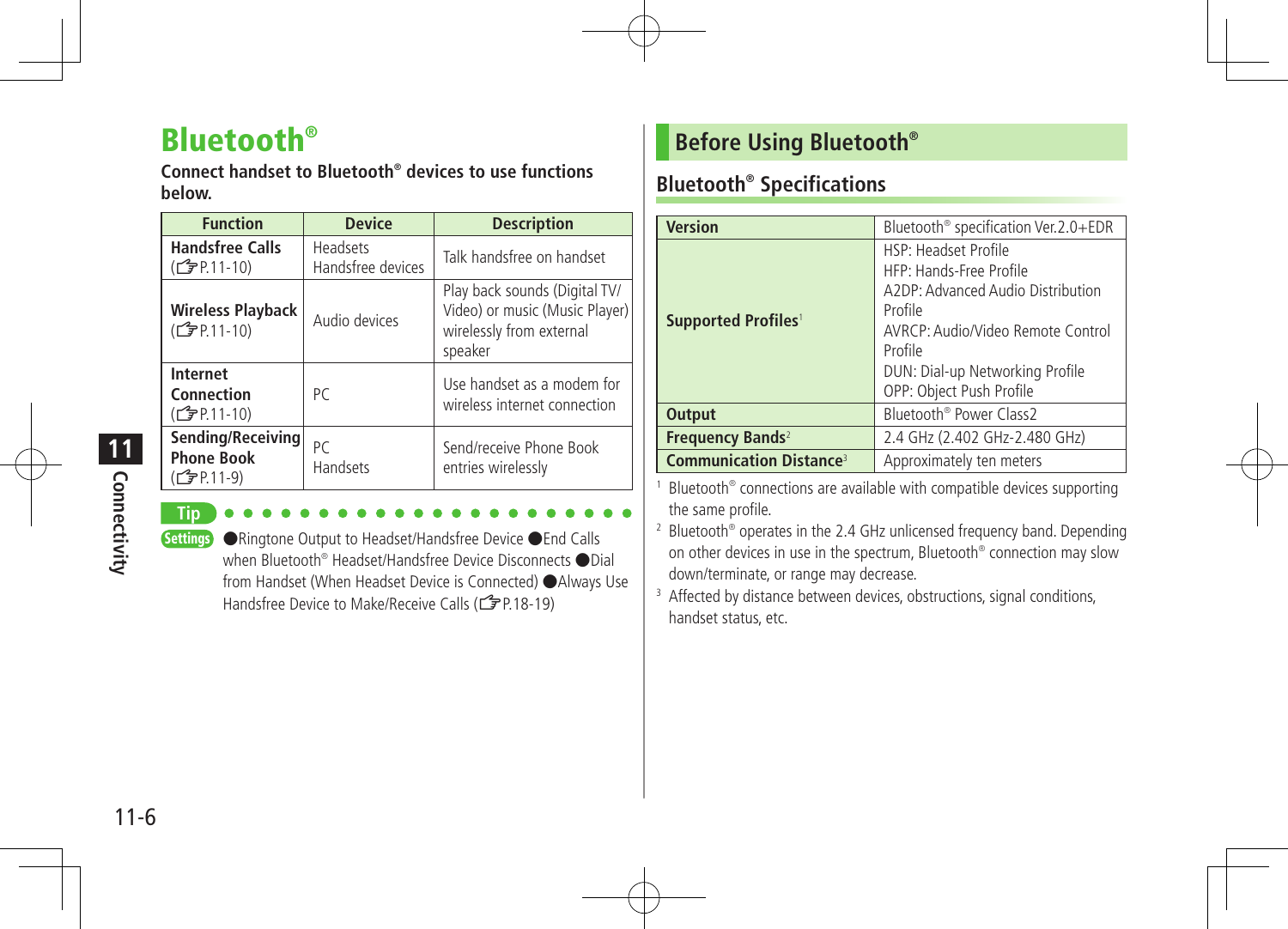# Bluetooth®

**Connect handset to Bluetooth® devices to use functions below.**

| Function | Device | Description |
|---|---|---|
| **Handsfree Calls** (☞P.11-10) | Headsets<br>Handsfree devices | Talk handsfree on handset |
| **Wireless Playback** (☞P.11-10) | Audio devices | Play back sounds (Digital TV/ Video) or music (Music Player) wirelessly from external speaker |
| **Internet Connection** (☞P.11-10) | PC | Use handset as a modem for wireless internet connection |
| **Sending/Receiving Phone Book** (☞P.11-9) | PC<br>Handsets | Send/receive Phone Book entries wirelessly |

**Tip**

**Settings** ●Ringtone Output to Headset/Handsfree Device ●End Calls when Bluetooth® Headset/Handsfree Device Disconnects ●Dial from Handset (When Headset Device is Connected) ●Always Use Handsfree Device to Make/Receive Calls (☞P.18-19)

## Before Using Bluetooth®

### Bluetooth® Specifications

| | |
|---|---|
| **Version** | Bluetooth® specification Ver.2.0+EDR |
| **Supported Profiles**[1] | HSP: Headset Profile<br>HFP: Hands-Free Profile<br>A2DP: Advanced Audio Distribution Profile<br>AVRCP: Audio/Video Remote Control Profile<br>DUN: Dial-up Networking Profile<br>OPP: Object Push Profile |
| **Output** | Bluetooth® Power Class2 |
| **Frequency Bands**[2] | 2.4 GHz (2.402 GHz-2.480 GHz) |
| **Communication Distance**[3] | Approximately ten meters |

[1] Bluetooth® connections are available with compatible devices supporting the same profile.

[2] Bluetooth® operates in the 2.4 GHz unlicensed frequency band. Depending on other devices in use in the spectrum, Bluetooth® connection may slow down/terminate, or range may decrease.

[3] Affected by distance between devices, obstructions, signal conditions, handset status, etc.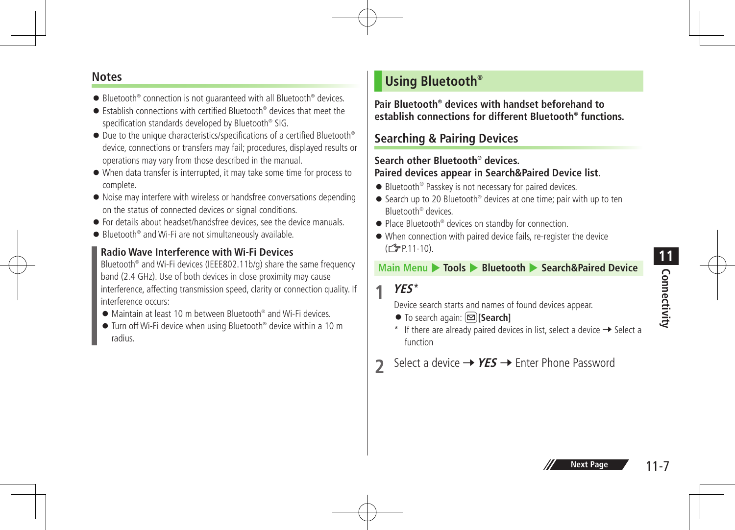## Notes

- Bluetooth® connection is not guaranteed with all Bluetooth® devices.
- Establish connections with certified Bluetooth® devices that meet the specification standards developed by Bluetooth® SIG.
- Due to the unique characteristics/specifications of a certified Bluetooth® device, connections or transfers may fail; procedures, displayed results or operations may vary from those described in the manual.
- When data transfer is interrupted, it may take some time for process to complete.
- Noise may interfere with wireless or handsfree conversations depending on the status of connected devices or signal conditions.
- For details about headset/handsfree devices, see the device manuals.
- Bluetooth® and Wi-Fi are not simultaneously available.

**Radio Wave Interference with Wi-Fi Devices**

Bluetooth® and Wi-Fi devices (IEEE802.11b/g) share the same frequency band (2.4 GHz). Use of both devices in close proximity may cause interference, affecting transmission speed, clarity or connection quality. If interference occurs:

- Maintain at least 10 m between Bluetooth® and Wi-Fi devices.
- Turn off Wi-Fi device when using Bluetooth® device within a 10 m radius.

# Using Bluetooth®

**Pair Bluetooth® devices with handset beforehand to establish connections for different Bluetooth® functions.**

## Searching & Pairing Devices

**Search other Bluetooth® devices.**
**Paired devices appear in Search&Paired Device list.**

- Bluetooth® Passkey is not necessary for paired devices.
- Search up to 20 Bluetooth® devices at one time; pair with up to ten Bluetooth® devices.
- Place Bluetooth® devices on standby for connection.
- When connection with paired device fails, re-register the device (☞P.11-10).

**Main Menu ▶ Tools ▶ Bluetooth ▶ Search&Paired Device**

**1** ***YES****

Device search starts and names of found devices appear.

- To search again: [✉] **[Search]**

\* If there are already paired devices in list, select a device → Select a function

**2** Select a device → ***YES*** → Enter Phone Password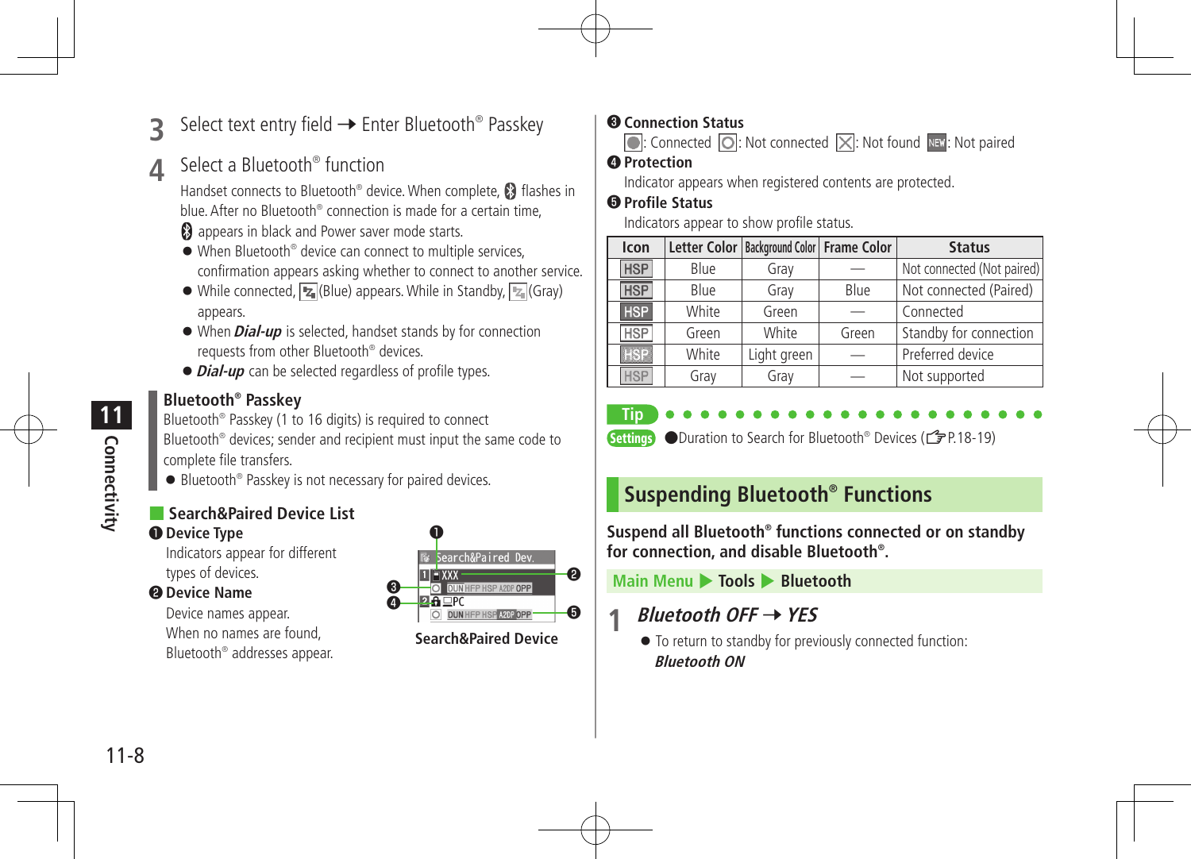**3** Select text entry field ➔ Enter Bluetooth® Passkey

**4** Select a Bluetooth® function

Handset connects to Bluetooth® device. When complete, flashes in blue. After no Bluetooth® connection is made for a certain time, appears in black and Power saver mode starts.

- When Bluetooth® device can connect to multiple services, confirmation appears asking whether to connect to another service.
- While connected, (Blue) appears. While in Standby, (Gray) appears.
- When ***Dial-up*** is selected, handset stands by for connection requests from other Bluetooth® devices.
- ***Dial-up*** can be selected regardless of profile types.

**Bluetooth® Passkey**

Bluetooth® Passkey (1 to 16 digits) is required to connect Bluetooth® devices; sender and recipient must input the same code to complete file transfers.

- Bluetooth® Passkey is not necessary for paired devices.

### Search&Paired Device List

**❶ Device Type**

Indicators appear for different types of devices.

**❷ Device Name**

Device names appear. When no names are found, Bluetooth® addresses appear.

Search&Paired Device

**❸ Connection Status**

: Connected : Not connected : Not found : Not paired

**❹ Protection**

Indicator appears when registered contents are protected.

**❺ Profile Status**

Indicators appear to show profile status.

| Icon | Letter Color | Background Color | Frame Color | Status |
|---|---|---|---|---|
| HSP | Blue | Gray | — | Not connected (Not paired) |
| HSP | Blue | Gray | Blue | Not connected (Paired) |
| HSP | White | Green | — | Connected |
| HSP | Green | White | Green | Standby for connection |
| HSP | White | Light green | — | Preferred device |
| HSP | Gray | Gray | — | Not supported |

**Tip**

Settings ●Duration to Search for Bluetooth® Devices (☞P.18-19)

## Suspending Bluetooth® Functions

**Suspend all Bluetooth® functions connected or on standby for connection, and disable Bluetooth®.**

**Main Menu ▶ Tools ▶ Bluetooth**

**1** ***Bluetooth OFF*** ➔ ***YES***

- To return to standby for previously connected function: ***Bluetooth ON***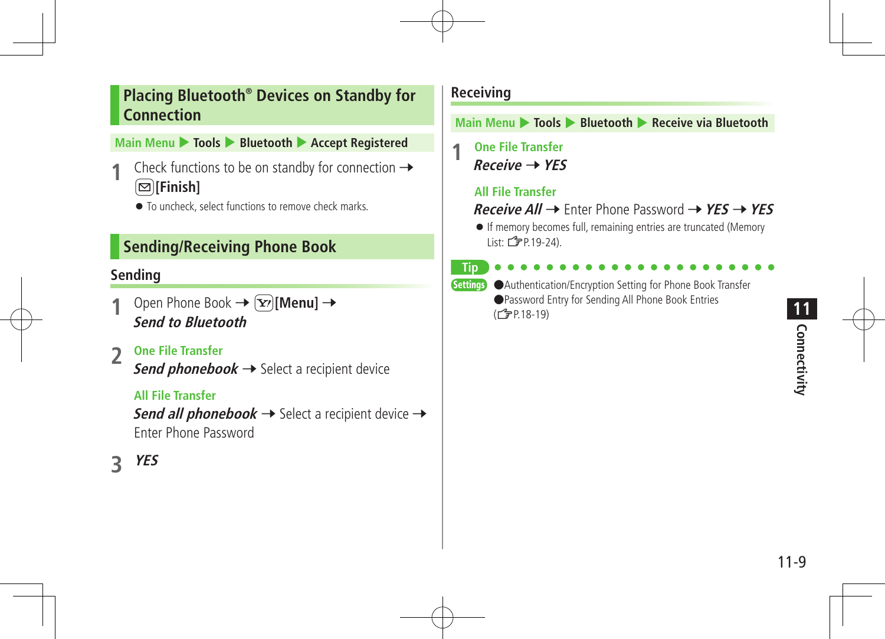## Placing Bluetooth® Devices on Standby for Connection

Main Menu ▶ Tools ▶ Bluetooth ▶ Accept Registered

1. Check functions to be on standby for connection → [Finish]
   - To uncheck, select functions to remove check marks.

## Sending/Receiving Phone Book

### Sending

1. Open Phone Book → [Menu] → ***Send to Bluetooth***
2. **One File Transfer**
   ***Send phonebook*** → Select a recipient device

   **All File Transfer**
   ***Send all phonebook*** → Select a recipient device → Enter Phone Password
3. ***YES***

### Receiving

Main Menu ▶ Tools ▶ Bluetooth ▶ Receive via Bluetooth

1. **One File Transfer**
   ***Receive*** → ***YES***

   **All File Transfer**
   ***Receive All*** → Enter Phone Password → ***YES*** → ***YES***
   - If memory becomes full, remaining entries are truncated (Memory List: ☞P.19-24).

**Tip**

**Settings** ●Authentication/Encryption Setting for Phone Book Transfer ●Password Entry for Sending All Phone Book Entries (☞P.18-19)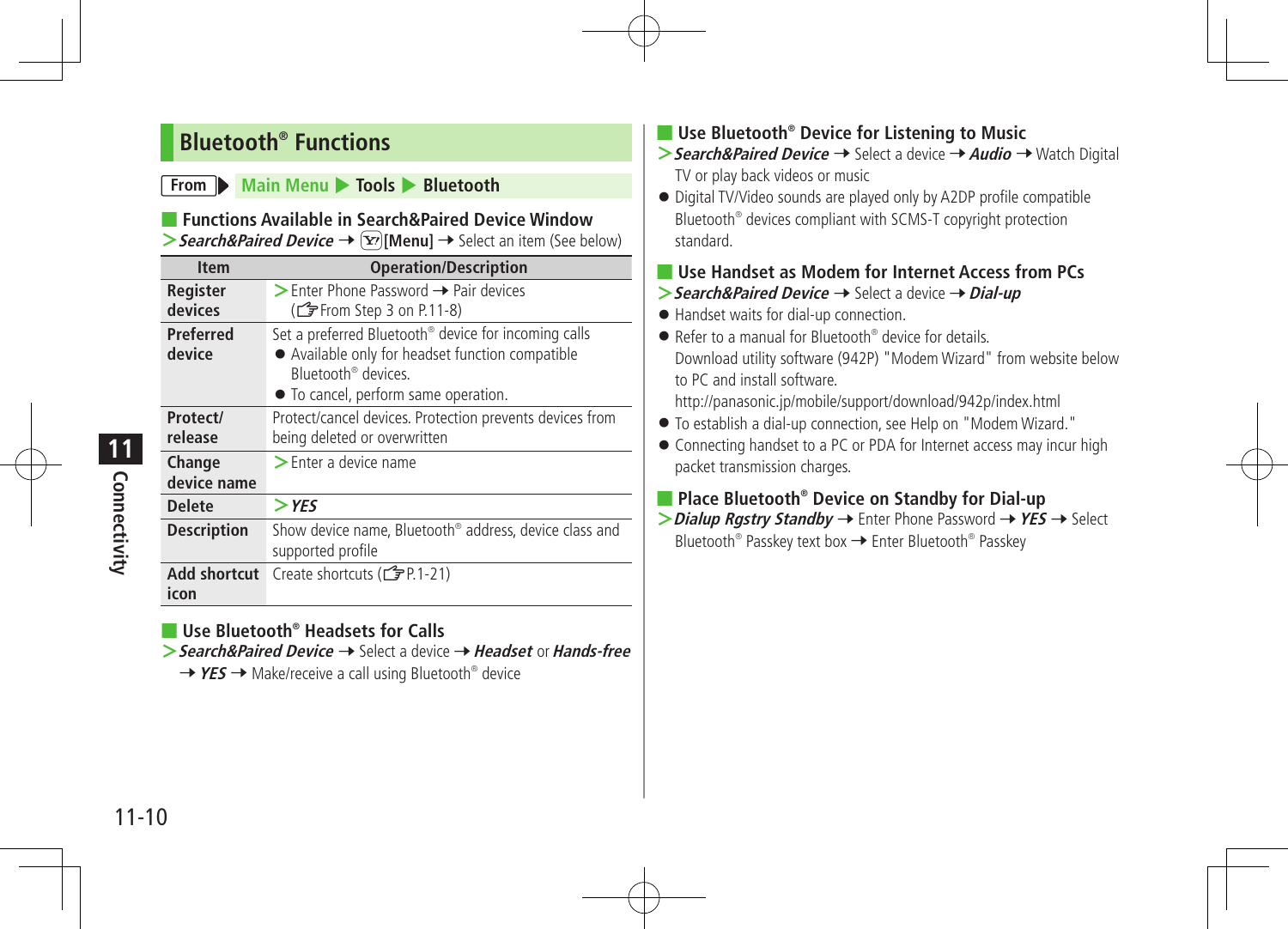## Bluetooth® Functions

From ▶ Main Menu ▶ Tools ▶ Bluetooth

### Functions Available in Search&Paired Device Window

> ***Search&Paired Device*** ➔ [Y!] **[Menu]** ➔ Select an item (See below)

| Item | Operation/Description |
|---|---|
| **Register devices** | > Enter Phone Password ➔ Pair devices (☞From Step 3 on P.11-8) |
| **Preferred device** | Set a preferred Bluetooth® device for incoming calls<br>● Available only for headset function compatible Bluetooth® devices.<br>● To cancel, perform same operation. |
| **Protect/ release** | Protect/cancel devices. Protection prevents devices from being deleted or overwritten |
| **Change device name** | > Enter a device name |
| **Delete** | > ***YES*** |
| **Description** | Show device name, Bluetooth® address, device class and supported profile |
| **Add shortcut icon** | Create shortcuts (☞P.1-21) |

### Use Bluetooth® Headsets for Calls

> ***Search&Paired Device*** ➔ Select a device ➔ ***Headset*** or ***Hands-free*** ➔ ***YES*** ➔ Make/receive a call using Bluetooth® device

### Use Bluetooth® Device for Listening to Music

> ***Search&Paired Device*** ➔ Select a device ➔ ***Audio*** ➔ Watch Digital TV or play back videos or music

- Digital TV/Video sounds are played only by A2DP profile compatible Bluetooth® devices compliant with SCMS-T copyright protection standard.

### Use Handset as Modem for Internet Access from PCs

> ***Search&Paired Device*** ➔ Select a device ➔ ***Dial-up***

- Handset waits for dial-up connection.
- Refer to a manual for Bluetooth® device for details.
  Download utility software (942P) "Modem Wizard" from website below to PC and install software.
  http://panasonic.jp/mobile/support/download/942p/index.html
- To establish a dial-up connection, see Help on "Modem Wizard."
- Connecting handset to a PC or PDA for Internet access may incur high packet transmission charges.

### Place Bluetooth® Device on Standby for Dial-up

> ***Dialup Rgstry Standby*** ➔ Enter Phone Password ➔ ***YES*** ➔ Select Bluetooth® Passkey text box ➔ Enter Bluetooth® Passkey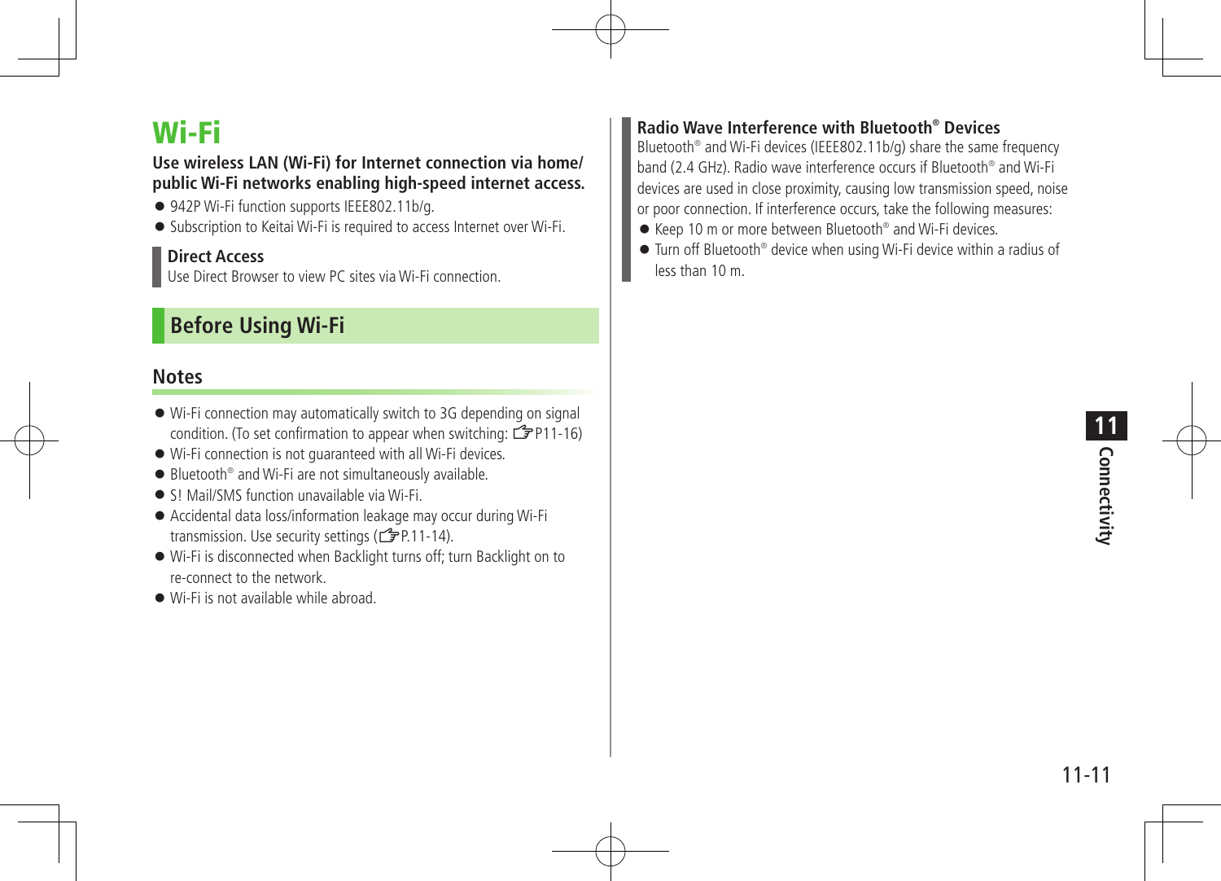# Wi-Fi

**Use wireless LAN (Wi-Fi) for Internet connection via home/public Wi-Fi networks enabling high-speed internet access.**

- 942P Wi-Fi function supports IEEE802.11b/g.
- Subscription to Keitai Wi-Fi is required to access Internet over Wi-Fi.

**Direct Access**
Use Direct Browser to view PC sites via Wi-Fi connection.

## Before Using Wi-Fi

### Notes

- Wi-Fi connection may automatically switch to 3G depending on signal condition. (To set confirmation to appear when switching: ☞P11-16)
- Wi-Fi connection is not guaranteed with all Wi-Fi devices.
- Bluetooth® and Wi-Fi are not simultaneously available.
- S! Mail/SMS function unavailable via Wi-Fi.
- Accidental data loss/information leakage may occur during Wi-Fi transmission. Use security settings (☞P.11-14).
- Wi-Fi is disconnected when Backlight turns off; turn Backlight on to re-connect to the network.
- Wi-Fi is not available while abroad.

**Radio Wave Interference with Bluetooth® Devices**
Bluetooth® and Wi-Fi devices (IEEE802.11b/g) share the same frequency band (2.4 GHz). Radio wave interference occurs if Bluetooth® and Wi-Fi devices are used in close proximity, causing low transmission speed, noise or poor connection. If interference occurs, take the following measures:

- Keep 10 m or more between Bluetooth® and Wi-Fi devices.
- Turn off Bluetooth® device when using Wi-Fi device within a radius of less than 10 m.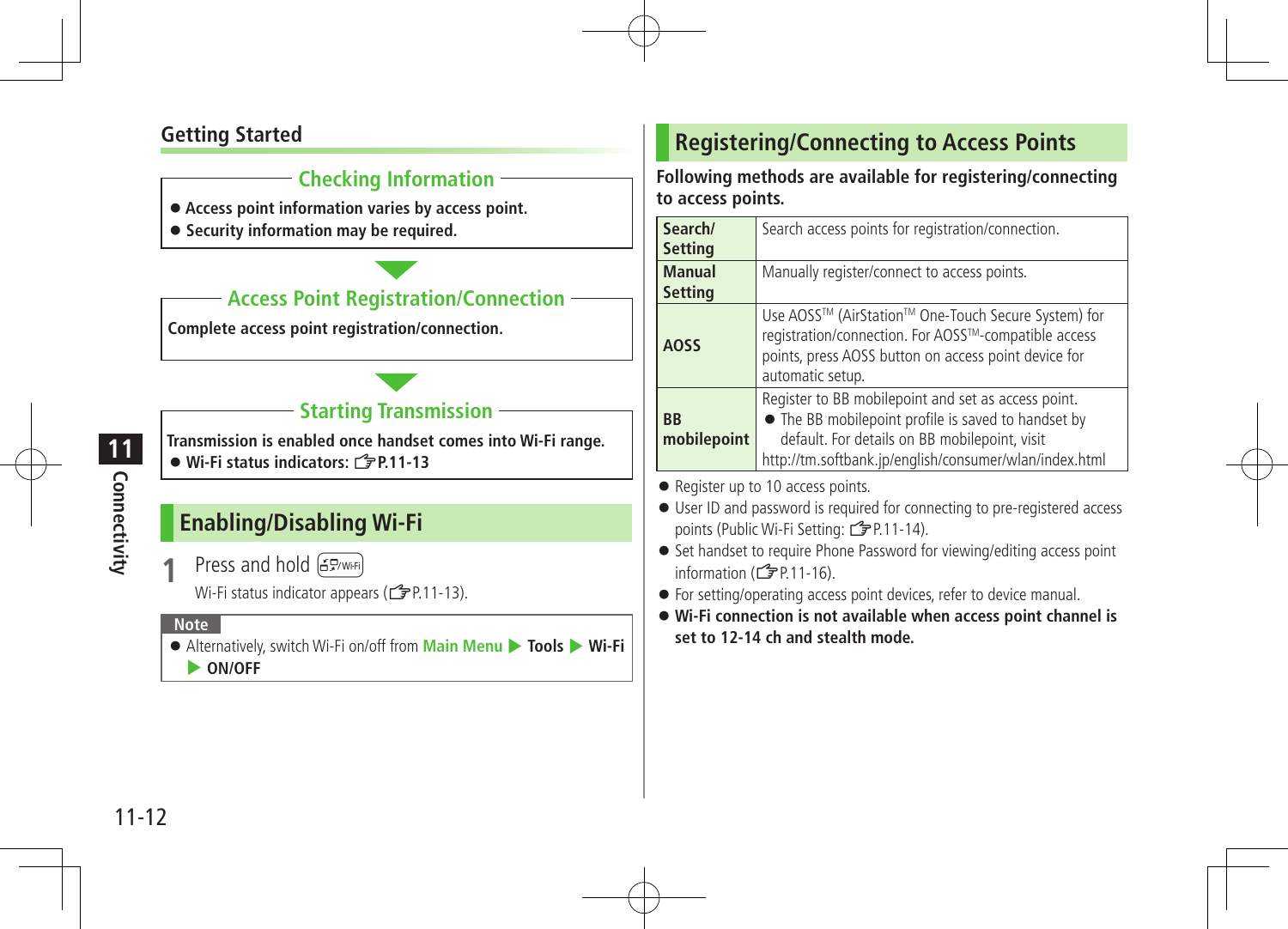## Getting Started

### Checking Information

- **Access point information varies by access point.**
- **Security information may be required.**

### Access Point Registration/Connection

**Complete access point registration/connection.**

### Starting Transmission

**Transmission is enabled once handset comes into Wi-Fi range.**

- **Wi-Fi status indicators: ☞P.11-13**

## Enabling/Disabling Wi-Fi

1. Press and hold [Wi-Fi]

   Wi-Fi status indicator appears (☞P.11-13).

**Note**

- Alternatively, switch Wi-Fi on/off from **Main Menu** ▶ **Tools** ▶ **Wi-Fi** ▶ **ON/OFF**

## Registering/Connecting to Access Points

**Following methods are available for registering/connecting to access points.**

| | |
|---|---|
| **Search/ Setting** | Search access points for registration/connection. |
| **Manual Setting** | Manually register/connect to access points. |
| **AOSS** | Use AOSS™ (AirStation™ One-Touch Secure System) for registration/connection. For AOSS™-compatible access points, press AOSS button on access point device for automatic setup. |
| **BB mobilepoint** | Register to BB mobilepoint and set as access point.<br>● The BB mobilepoint profile is saved to handset by default. For details on BB mobilepoint, visit http://tm.softbank.jp/english/consumer/wlan/index.html |

- Register up to 10 access points.
- User ID and password is required for connecting to pre-registered access points (Public Wi-Fi Setting: ☞P.11-14).
- Set handset to require Phone Password for viewing/editing access point information (☞P.11-16).
- For setting/operating access point devices, refer to device manual.
- **Wi-Fi connection is not available when access point channel is set to 12-14 ch and stealth mode.**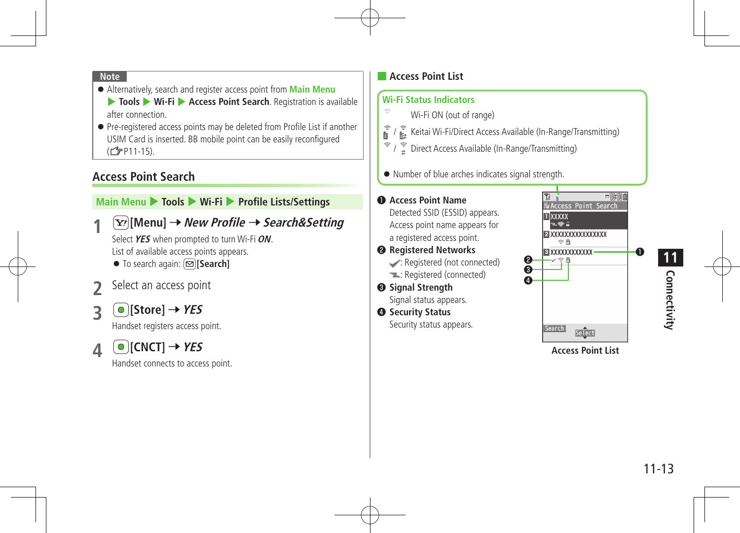**Note**

- Alternatively, search and register access point from **Main Menu** ▶ **Tools** ▶ **Wi-Fi** ▶ **Access Point Search**. Registration is available after connection.
- Pre-registered access points may be deleted from Profile List if another USIM Card is inserted. BB mobile point can be easily reconfigured (☞P11-15).

## Access Point Search

**Main Menu** ▶ **Tools** ▶ **Wi-Fi** ▶ **Profile Lists/Settings**

**1** **[Menu]** → ***New Profile*** → ***Search&Setting***

Select ***YES*** when prompted to turn Wi-Fi ***ON***.
List of available access points appears.

- To search again: **[Search]**

**2** Select an access point

**3** **[Store]** → ***YES***

Handset registers access point.

**4** **[CNCT]** → ***YES***

Handset connects to access point.

### Access Point List

**Wi-Fi Status Indicators**

| | |
|---|---|
| | Wi-Fi ON (out of range) |
| / | Keitai Wi-Fi/Direct Access Available (In-Range/Transmitting) |
| / | Direct Access Available (In-Range/Transmitting) |

- Number of blue arches indicates signal strength.

❶ **Access Point Name**
Detected SSID (ESSID) appears. Access point name appears for a registered access point.

❷ **Registered Networks**
: Registered (not connected)
: Registered (connected)

❸ **Signal Strength**
Signal status appears.

❹ **Security Status**
Security status appears.

Access Point List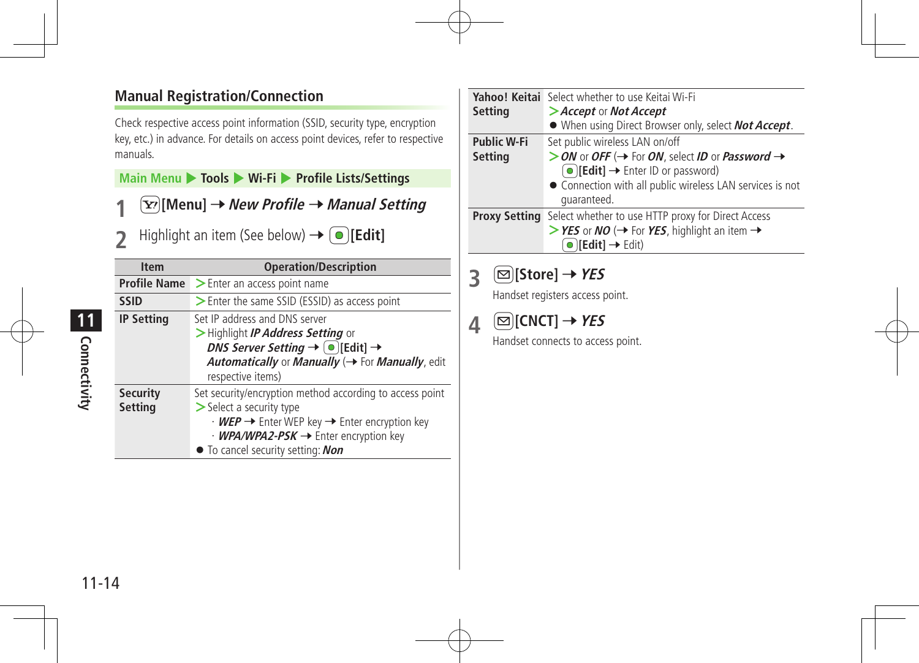## Manual Registration/Connection

Check respective access point information (SSID, security type, encryption key, etc.) in advance. For details on access point devices, refer to respective manuals.

**Main Menu ▶ Tools ▶ Wi-Fi ▶ Profile Lists/Settings**

**1** **[Menu] → *New Profile* → *Manual Setting***

**2** Highlight an item (See below) → **[Edit]**

| Item | Operation/Description |
|---|---|
| **Profile Name** | > Enter an access point name |
| **SSID** | > Enter the same SSID (ESSID) as access point |
| **IP Setting** | Set IP address and DNS server<br>> Highlight ***IP Address Setting*** or ***DNS Server Setting*** → **[Edit]** → ***Automatically*** or ***Manually*** (→ For ***Manually***, edit respective items) |
| **Security Setting** | Set security/encryption method according to access point<br>> Select a security type<br>· ***WEP*** → Enter WEP key → Enter encryption key<br>· ***WPA/WPA2-PSK*** → Enter encryption key<br>● To cancel security setting: ***Non*** |
| **Yahoo! Keitai Setting** | Select whether to use Keitai Wi-Fi<br>> ***Accept*** or ***Not Accept***<br>● When using Direct Browser only, select ***Not Accept***. |
| **Public W-Fi Setting** | Set public wireless LAN on/off<br>> ***ON*** or ***OFF*** (→ For ***ON***, select ***ID*** or ***Password*** → **[Edit]** → Enter ID or password)<br>● Connection with all public wireless LAN services is not guaranteed. |
| **Proxy Setting** | Select whether to use HTTP proxy for Direct Access<br>> ***YES*** or ***NO*** (→ For ***YES***, highlight an item → **[Edit]** → Edit) |

**3** **[Store] → *YES***

Handset registers access point.

**4** **[CNCT] → *YES***

Handset connects to access point.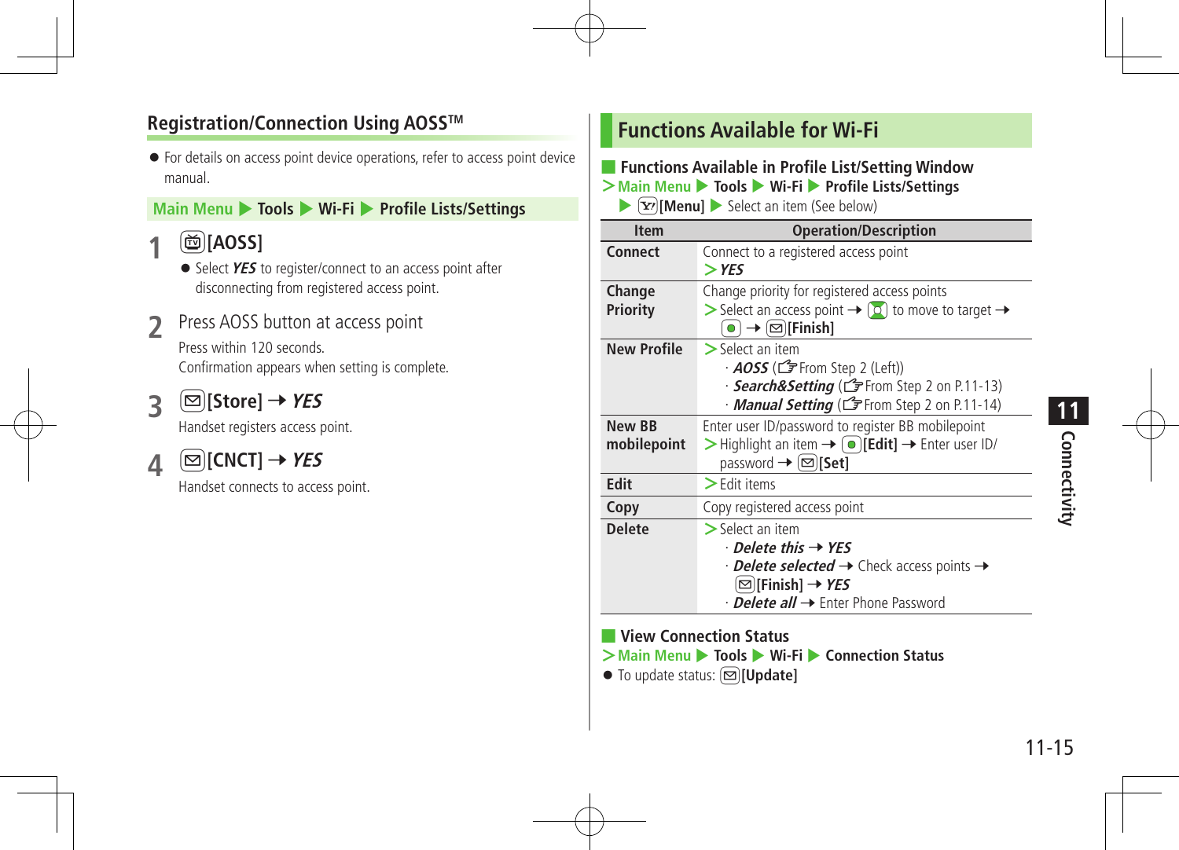## Registration/Connection Using AOSS™

- For details on access point device operations, refer to access point device manual.

**Main Menu ▶ Tools ▶ Wi-Fi ▶ Profile Lists/Settings**

**1** **[AOSS]**

- Select ***YES*** to register/connect to an access point after disconnecting from registered access point.

**2** Press AOSS button at access point

Press within 120 seconds.
Confirmation appears when setting is complete.

**3** **[Store] ➝ *YES***

Handset registers access point.

**4** **[CNCT] ➝ *YES***

Handset connects to access point.

# Functions Available for Wi-Fi

## Functions Available in Profile List/Setting Window

**>Main Menu ▶ Tools ▶ Wi-Fi ▶ Profile Lists/Settings ▶ [Menu]** ▶ Select an item (See below)

| Item | Operation/Description |
|---|---|
| **Connect** | Connect to a registered access point >***YES*** |
| **Change Priority** | Change priority for registered access points >Select an access point ➝ to move to target ➝ ➝ **[Finish]** |
| **New Profile** | >Select an item<br>· ***AOSS*** (☞From Step 2 (Left))<br>· ***Search&Setting*** (☞From Step 2 on P.11-13)<br>· ***Manual Setting*** (☞From Step 2 on P.11-14) |
| **New BB mobilepoint** | Enter user ID/password to register BB mobilepoint >Highlight an item ➝ **[Edit]** ➝ Enter user ID/password ➝ **[Set]** |
| **Edit** | >Edit items |
| **Copy** | Copy registered access point |
| **Delete** | >Select an item<br>· ***Delete this*** ➝ ***YES***<br>· ***Delete selected*** ➝ Check access points ➝ **[Finish]** ➝ ***YES***<br>· ***Delete all*** ➝ Enter Phone Password |

## View Connection Status

**>Main Menu ▶ Tools ▶ Wi-Fi ▶ Connection Status**

- To update status: **[Update]**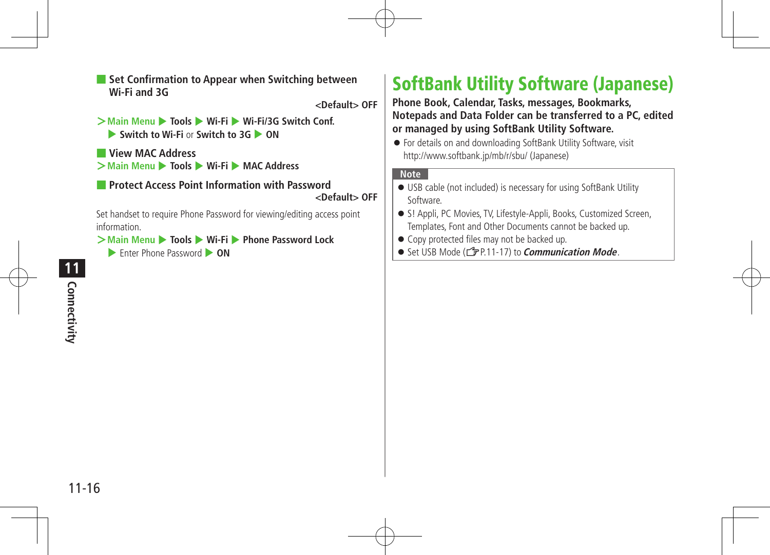### Set Confirmation to Appear when Switching between Wi-Fi and 3G

<Default> OFF

> **Main Menu** ▶ **Tools** ▶ **Wi-Fi** ▶ **Wi-Fi/3G Switch Conf.** ▶ **Switch to Wi-Fi** or **Switch to 3G** ▶ **ON**

### View MAC Address

> **Main Menu** ▶ **Tools** ▶ **Wi-Fi** ▶ **MAC Address**

### Protect Access Point Information with Password

<Default> OFF

Set handset to require Phone Password for viewing/editing access point information.

> **Main Menu** ▶ **Tools** ▶ **Wi-Fi** ▶ **Phone Password Lock** ▶ Enter Phone Password ▶ **ON**

# SoftBank Utility Software (Japanese)

**Phone Book, Calendar, Tasks, messages, Bookmarks, Notepads and Data Folder can be transferred to a PC, edited or managed by using SoftBank Utility Software.**

- For details on and downloading SoftBank Utility Software, visit http://www.softbank.jp/mb/r/sbu/ (Japanese)

**Note**

- USB cable (not included) is necessary for using SoftBank Utility Software.
- S! Appli, PC Movies, TV, Lifestyle-Appli, Books, Customized Screen, Templates, Font and Other Documents cannot be backed up.
- Copy protected files may not be backed up.
- Set USB Mode (☞P.11-17) to ***Communication Mode***.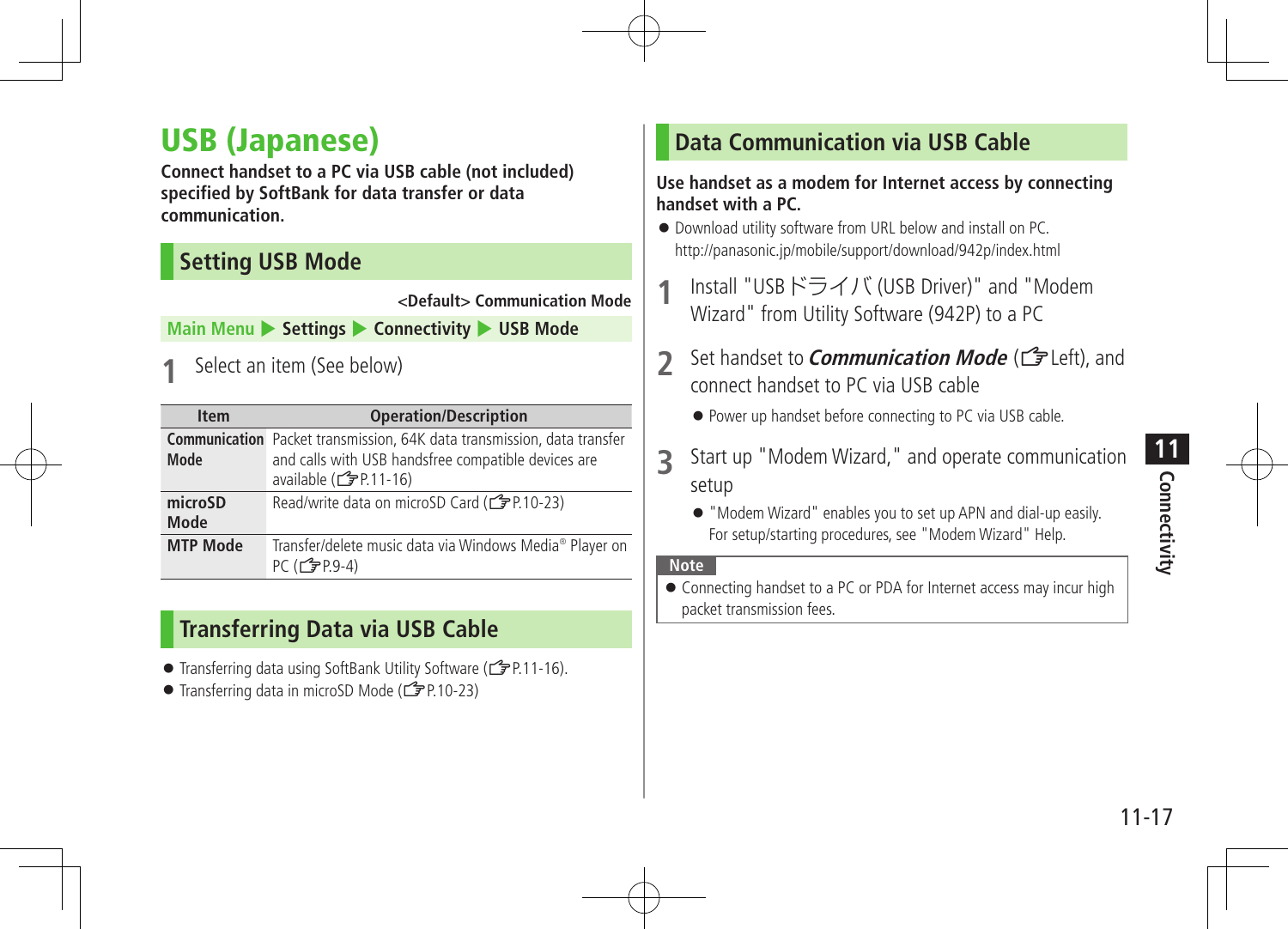# USB (Japanese)

**Connect handset to a PC via USB cable (not included) specified by SoftBank for data transfer or data communication.**

## Setting USB Mode

**<Default> Communication Mode**

**Main Menu ▶ Settings ▶ Connectivity ▶ USB Mode**

**1** Select an item (See below)

| Item | Operation/Description |
|---|---|
| **Communication Mode** | Packet transmission, 64K data transmission, data transfer and calls with USB handsfree compatible devices are available (☞P.11-16) |
| **microSD Mode** | Read/write data on microSD Card (☞P.10-23) |
| **MTP Mode** | Transfer/delete music data via Windows Media® Player on PC (☞P.9-4) |

## Transferring Data via USB Cable

- Transferring data using SoftBank Utility Software (☞P.11-16).
- Transferring data in microSD Mode (☞P.10-23)

## Data Communication via USB Cable

**Use handset as a modem for Internet access by connecting handset with a PC.**

- Download utility software from URL below and install on PC.
  http://panasonic.jp/mobile/support/download/942p/index.html

**1** Install "USBドライバ(USB Driver)" and "Modem Wizard" from Utility Software (942P) to a PC

**2** Set handset to ***Communication Mode*** (☞Left), and connect handset to PC via USB cable

- Power up handset before connecting to PC via USB cable.

**3** Start up "Modem Wizard," and operate communication setup

- "Modem Wizard" enables you to set up APN and dial-up easily. For setup/starting procedures, see "Modem Wizard" Help.

**Note**

- Connecting handset to a PC or PDA for Internet access may incur high packet transmission fees.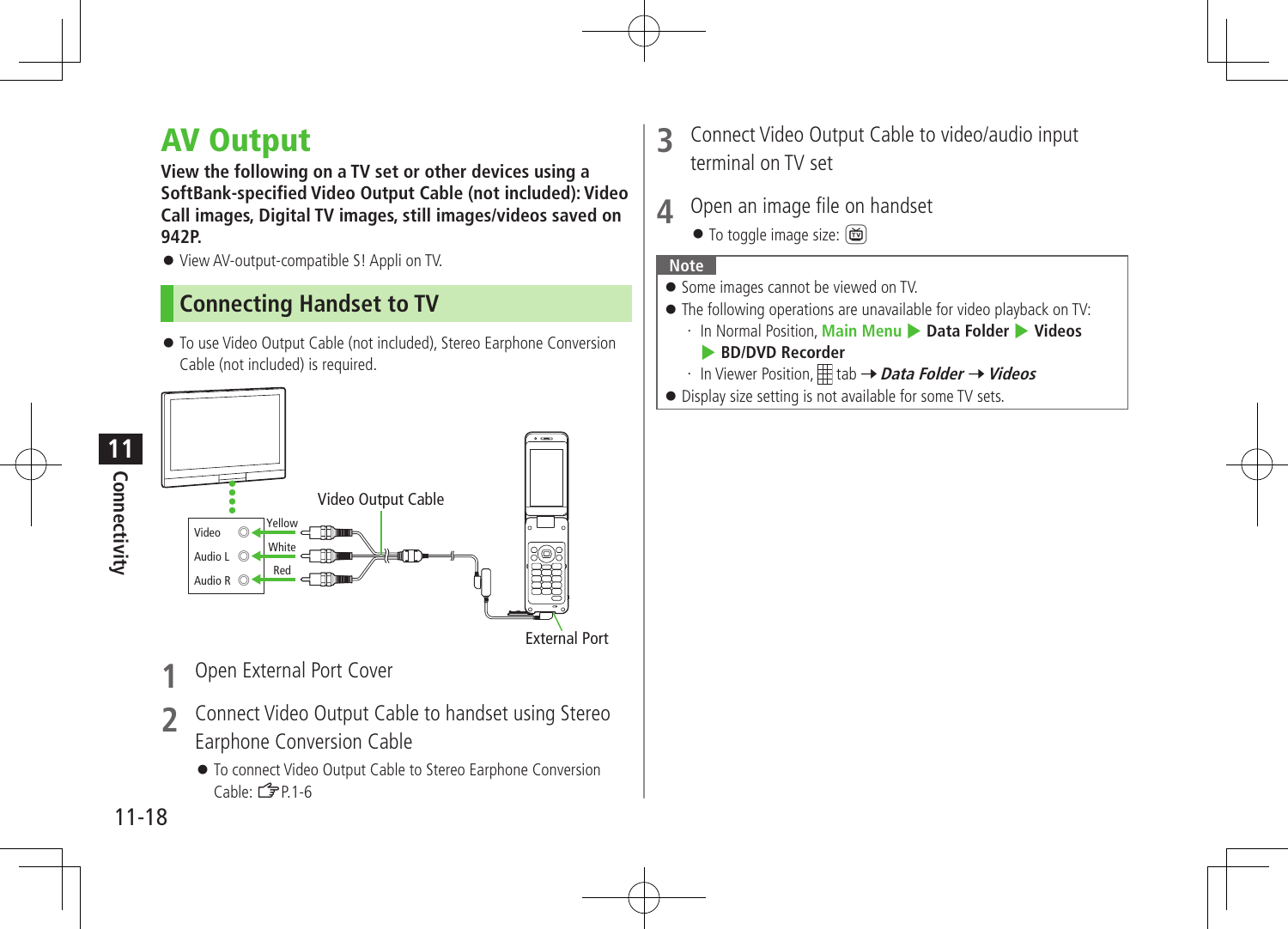# AV Output

**View the following on a TV set or other devices using a SoftBank-specified Video Output Cable (not included): Video Call images, Digital TV images, still images/videos saved on 942P.**

- View AV-output-compatible S! Appli on TV.

## Connecting Handset to TV

- To use Video Output Cable (not included), Stereo Earphone Conversion Cable (not included) is required.

Video Output Cable
Video
Audio L
Audio R
Yellow
White
Red
External Port

**1** Open External Port Cover

**2** Connect Video Output Cable to handset using Stereo Earphone Conversion Cable

- To connect Video Output Cable to Stereo Earphone Conversion Cable: ☞P.1-6

**3** Connect Video Output Cable to video/audio input terminal on TV set

**4** Open an image file on handset

- To toggle image size: (TV)

**Note**

- Some images cannot be viewed on TV.
- The following operations are unavailable for video playback on TV:
  - In Normal Position, **Main Menu** ▶ **Data Folder** ▶ **Videos** ▶ **BD/DVD Recorder**
  - In Viewer Position, ▦ tab → ***Data Folder*** → ***Videos***
- Display size setting is not available for some TV sets.